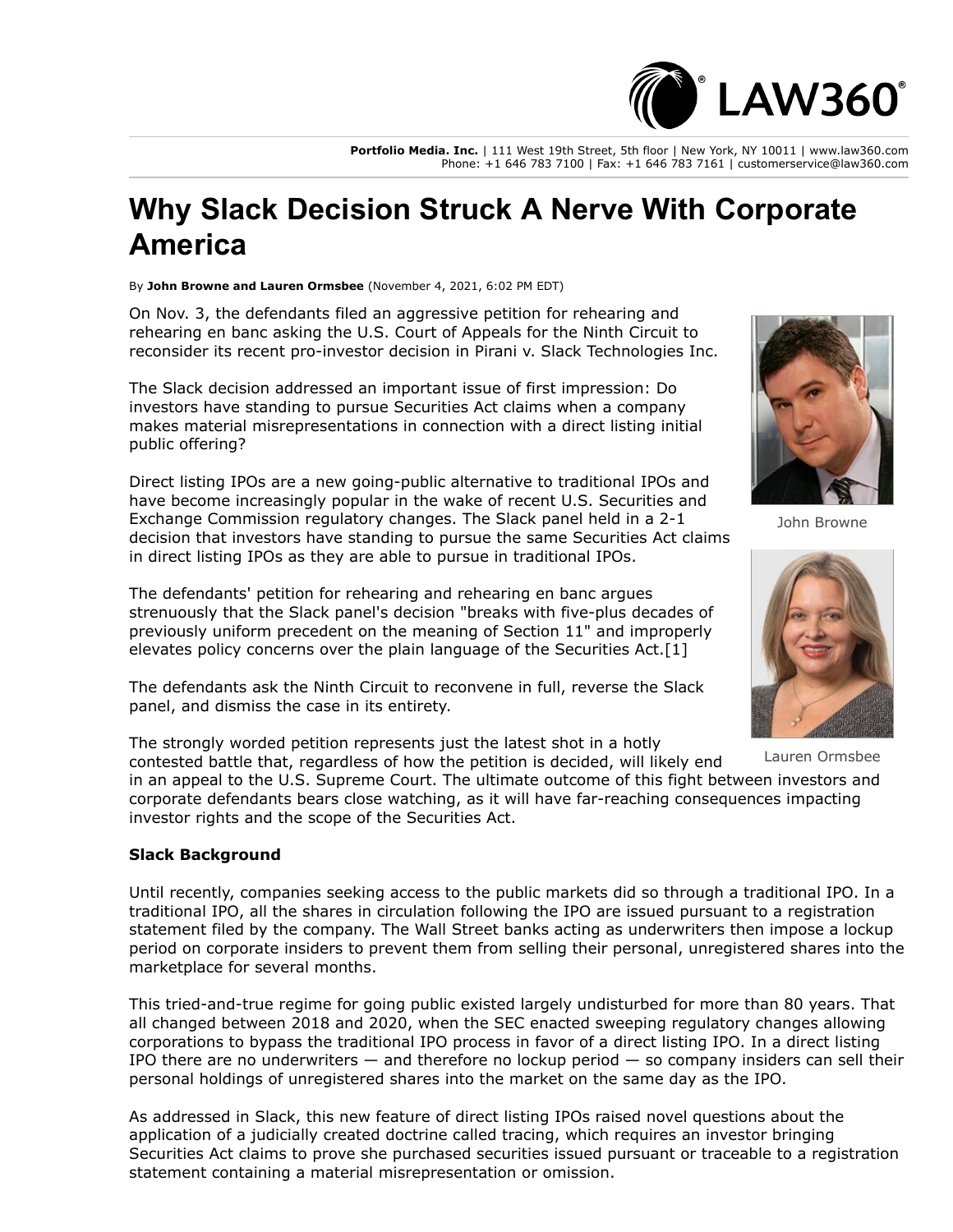# Why Slack Decision Struck A Nerve With Corporate America

By **John Browne and Lauren Ormsbee** (November 4, 2021, 6:02 PM EDT)

On Nov. 3, the defendants filed an aggressive petition for rehearing and rehearing en banc asking the U.S. Court of Appeals for the Ninth Circuit to reconsider its recent pro-investor decision in Pirani v. Slack Technologies Inc.

The Slack decision addressed an important issue of first impression: Do investors have standing to pursue Securities Act claims when a company makes material misrepresentations in connection with a direct listing initial public offering?

Direct listing IPOs are a new going-public alternative to traditional IPOs and have become increasingly popular in the wake of recent U.S. Securities and Exchange Commission regulatory changes. The Slack panel held in a 2-1 decision that investors have standing to pursue the same Securities Act claims in direct listing IPOs as they are able to pursue in traditional IPOs.

John Browne

The defendants' petition for rehearing and rehearing en banc argues strenuously that the Slack panel's decision "breaks with five-plus decades of previously uniform precedent on the meaning of Section 11" and improperly elevates policy concerns over the plain language of the Securities Act.[1]

The defendants ask the Ninth Circuit to reconvene in full, reverse the Slack panel, and dismiss the case in its entirety.

Lauren Ormsbee

The strongly worded petition represents just the latest shot in a hotly contested battle that, regardless of how the petition is decided, will likely end in an appeal to the U.S. Supreme Court. The ultimate outcome of this fight between investors and corporate defendants bears close watching, as it will have far-reaching consequences impacting investor rights and the scope of the Securities Act.

**Slack Background**

Until recently, companies seeking access to the public markets did so through a traditional IPO. In a traditional IPO, all the shares in circulation following the IPO are issued pursuant to a registration statement filed by the company. The Wall Street banks acting as underwriters then impose a lockup period on corporate insiders to prevent them from selling their personal, unregistered shares into the marketplace for several months.

This tried-and-true regime for going public existed largely undisturbed for more than 80 years. That all changed between 2018 and 2020, when the SEC enacted sweeping regulatory changes allowing corporations to bypass the traditional IPO process in favor of a direct listing IPO. In a direct listing IPO there are no underwriters — and therefore no lockup period — so company insiders can sell their personal holdings of unregistered shares into the market on the same day as the IPO.

As addressed in Slack, this new feature of direct listing IPOs raised novel questions about the application of a judicially created doctrine called tracing, which requires an investor bringing Securities Act claims to prove she purchased securities issued pursuant or traceable to a registration statement containing a material misrepresentation or omission.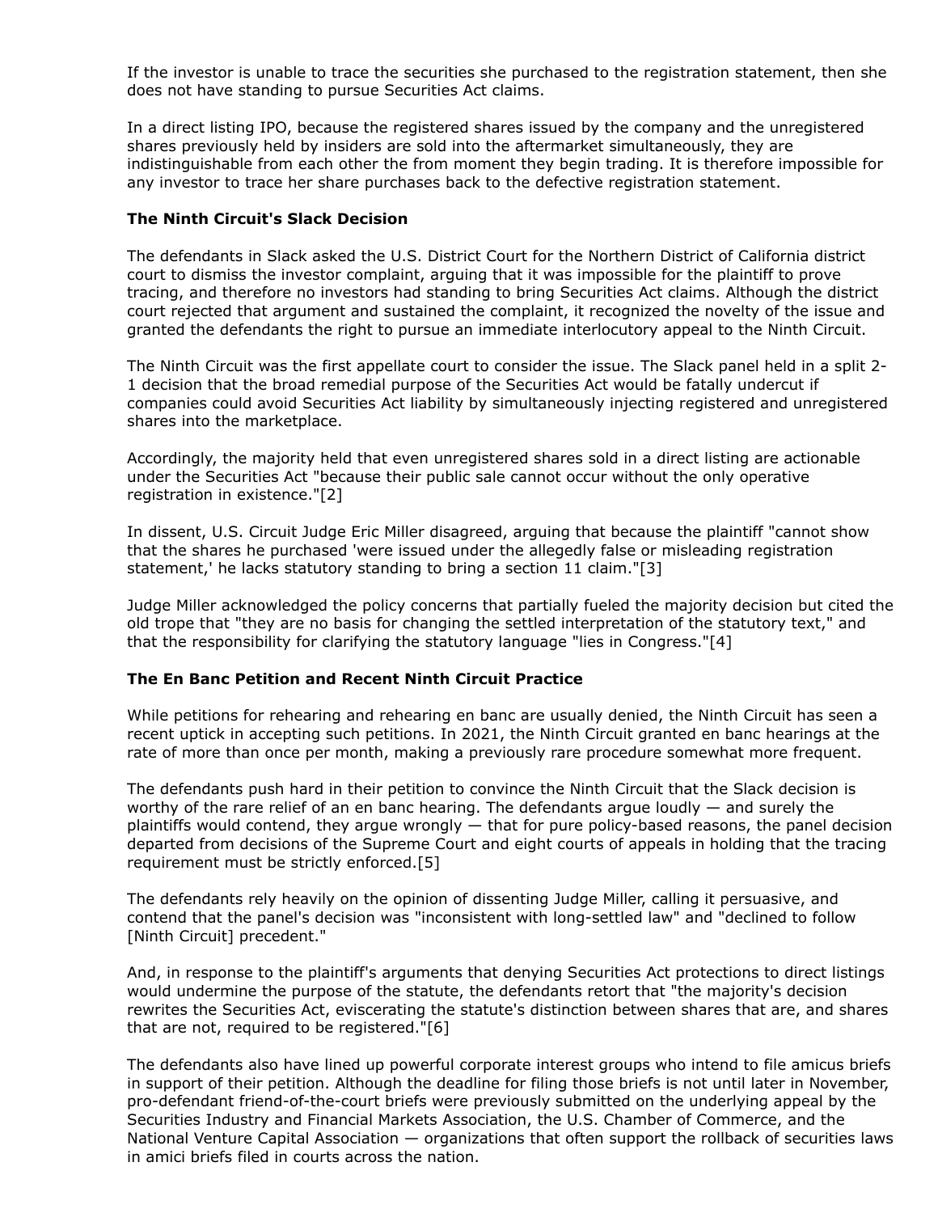If the investor is unable to trace the securities she purchased to the registration statement, then she does not have standing to pursue Securities Act claims.

In a direct listing IPO, because the registered shares issued by the company and the unregistered shares previously held by insiders are sold into the aftermarket simultaneously, they are indistinguishable from each other the from moment they begin trading. It is therefore impossible for any investor to trace her share purchases back to the defective registration statement.

### The Ninth Circuit's Slack Decision

The defendants in Slack asked the U.S. District Court for the Northern District of California district court to dismiss the investor complaint, arguing that it was impossible for the plaintiff to prove tracing, and therefore no investors had standing to bring Securities Act claims. Although the district court rejected that argument and sustained the complaint, it recognized the novelty of the issue and granted the defendants the right to pursue an immediate interlocutory appeal to the Ninth Circuit.

The Ninth Circuit was the first appellate court to consider the issue. The Slack panel held in a split 2-1 decision that the broad remedial purpose of the Securities Act would be fatally undercut if companies could avoid Securities Act liability by simultaneously injecting registered and unregistered shares into the marketplace.

Accordingly, the majority held that even unregistered shares sold in a direct listing are actionable under the Securities Act "because their public sale cannot occur without the only operative registration in existence."[2]

In dissent, U.S. Circuit Judge Eric Miller disagreed, arguing that because the plaintiff "cannot show that the shares he purchased 'were issued under the allegedly false or misleading registration statement,' he lacks statutory standing to bring a section 11 claim."[3]

Judge Miller acknowledged the policy concerns that partially fueled the majority decision but cited the old trope that "they are no basis for changing the settled interpretation of the statutory text," and that the responsibility for clarifying the statutory language "lies in Congress."[4]

### The En Banc Petition and Recent Ninth Circuit Practice

While petitions for rehearing and rehearing en banc are usually denied, the Ninth Circuit has seen a recent uptick in accepting such petitions. In 2021, the Ninth Circuit granted en banc hearings at the rate of more than once per month, making a previously rare procedure somewhat more frequent.

The defendants push hard in their petition to convince the Ninth Circuit that the Slack decision is worthy of the rare relief of an en banc hearing. The defendants argue loudly — and surely the plaintiffs would contend, they argue wrongly — that for pure policy-based reasons, the panel decision departed from decisions of the Supreme Court and eight courts of appeals in holding that the tracing requirement must be strictly enforced.[5]

The defendants rely heavily on the opinion of dissenting Judge Miller, calling it persuasive, and contend that the panel's decision was "inconsistent with long-settled law" and "declined to follow [Ninth Circuit] precedent."

And, in response to the plaintiff's arguments that denying Securities Act protections to direct listings would undermine the purpose of the statute, the defendants retort that "the majority's decision rewrites the Securities Act, eviscerating the statute's distinction between shares that are, and shares that are not, required to be registered."[6]

The defendants also have lined up powerful corporate interest groups who intend to file amicus briefs in support of their petition. Although the deadline for filing those briefs is not until later in November, pro-defendant friend-of-the-court briefs were previously submitted on the underlying appeal by the Securities Industry and Financial Markets Association, the U.S. Chamber of Commerce, and the National Venture Capital Association — organizations that often support the rollback of securities laws in amici briefs filed in courts across the nation.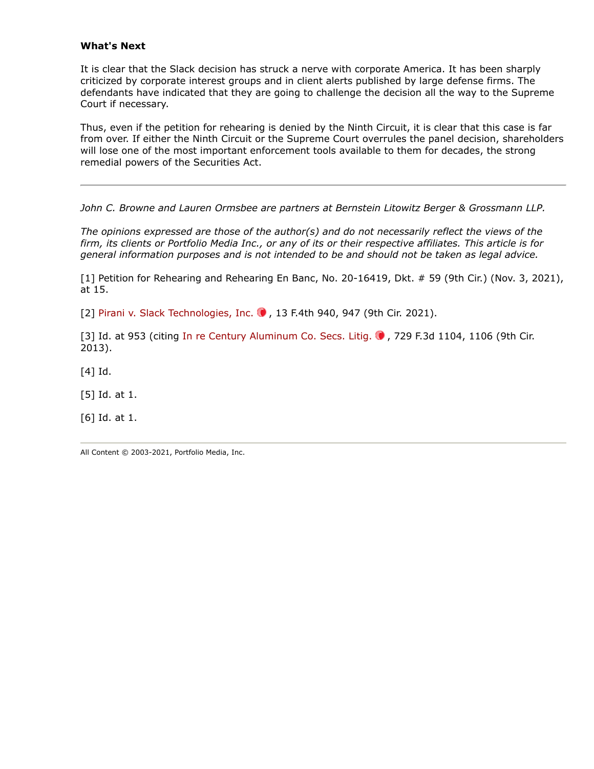**What's Next**

It is clear that the Slack decision has struck a nerve with corporate America. It has been sharply criticized by corporate interest groups and in client alerts published by large defense firms. The defendants have indicated that they are going to challenge the decision all the way to the Supreme Court if necessary.

Thus, even if the petition for rehearing is denied by the Ninth Circuit, it is clear that this case is far from over. If either the Ninth Circuit or the Supreme Court overrules the panel decision, shareholders will lose one of the most important enforcement tools available to them for decades, the strong remedial powers of the Securities Act.

---

*John C. Browne and Lauren Ormsbee are partners at Bernstein Litowitz Berger & Grossmann LLP.*

*The opinions expressed are those of the author(s) and do not necessarily reflect the views of the firm, its clients or Portfolio Media Inc., or any of its or their respective affiliates. This article is for general information purposes and is not intended to be and should not be taken as legal advice.*

[1] Petition for Rehearing and Rehearing En Banc, No. 20-16419, Dkt. # 59 (9th Cir.) (Nov. 3, 2021), at 15.

[2] Pirani v. Slack Technologies, Inc., 13 F.4th 940, 947 (9th Cir. 2021).

[3] Id. at 953 (citing In re Century Aluminum Co. Secs. Litig., 729 F.3d 1104, 1106 (9th Cir. 2013).

[4] Id.

[5] Id. at 1.

[6] Id. at 1.

---

All Content © 2003-2021, Portfolio Media, Inc.